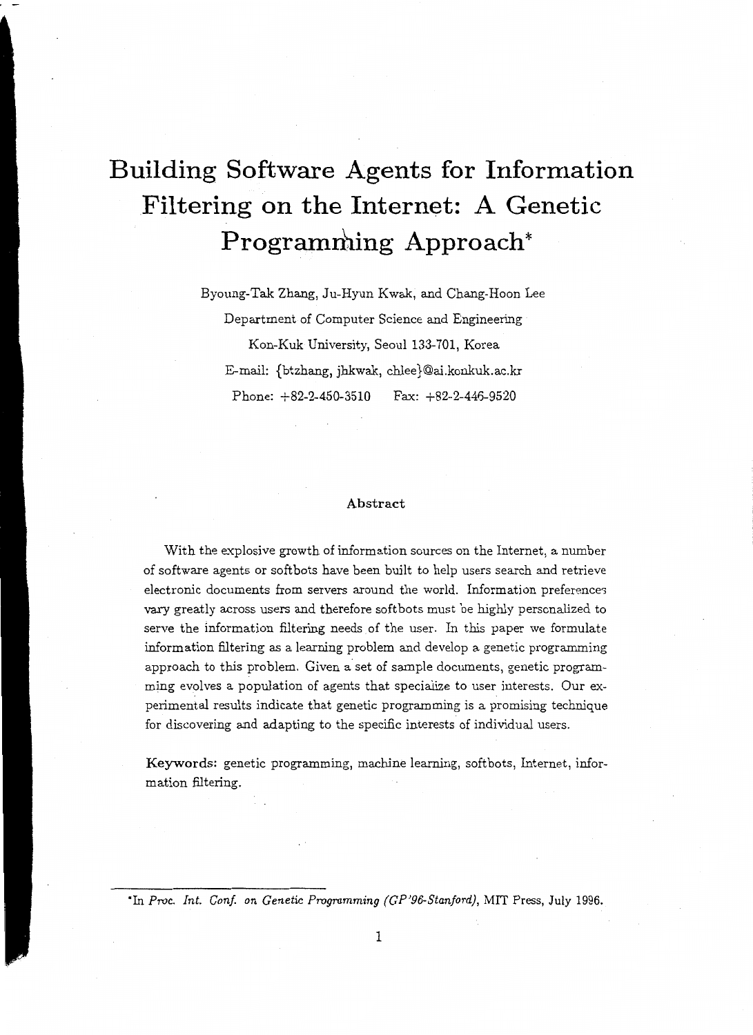# Building Software Agents for Information Filtering on the Internet: A Genetic Programming Approach*

Byoung-Tak Zhang, Ju-Hyun Kwak, and Chang-Hoon Lee

Department of Computer Science and Engineering

Kon-Kuk University, Seoul 133-701, Korea

E-mail: {btzhang, jhkwak, chlee}@ai.konkuk.ac.kr

Phone: +82-2-450-3510 Fax: +82-2-446-9520

### Abstract

With the explosive growth of information sources on the Internet, a number of software agents or softbots have been built to help users search and retrieve electronic documents from servers around the world. Information preferences vary greatly across users and therefore softbots must be highly personalized to serve the information filtering needs of the user. In this paper we formulate information filtering as a learning problem and develop a genetic programming approach to this problem. Given a set of sample documents, genetic programming evolves a population of agents that specialize to user interests. Our experimental results indicate that genetic programming is a promising technique for discovering and adapting to the specific interests of individual users.

**Keywords:** genetic programming, machine learning, softbots, Internet, information filtering.

*In *Proc. Int. Conf. on Genetic Programming (GP'96-Stanford)*, MIT Press, July 1996.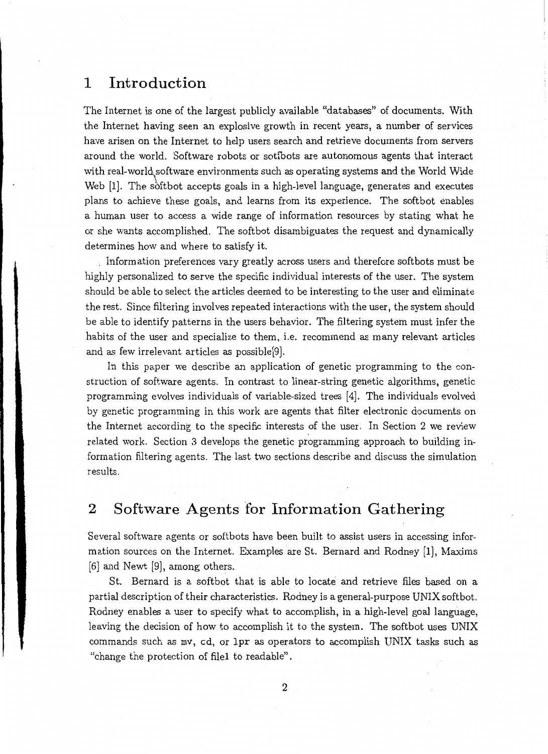# 1 Introduction

The Internet is one of the largest publicly available "databases" of documents. With the Internet having seen an explosive growth in recent years, a number of services have arisen on the Internet to help users search and retrieve documents from servers around the world. Software robots or sotfbots are autonomous agents that interact with real-world software environments such as operating systems and the World Wide Web [1]. The softbot accepts goals in a high-level language, generates and executes plans to achieve these goals, and learns from its experience. The softbot enables a human user to access a wide range of information resources by stating what he or she wants accomplished. The softbot disambiguates the request and dynamically determines how and where to satisfy it.

Information preferences vary greatly across users and therefore softbots must be highly personalized to serve the specific individual interests of the user. The system should be able to select the articles deemed to be interesting to the user and eliminate the rest. Since filtering involves repeated interactions with the user, the system should be able to identify patterns in the users behavior. The filtering system must infer the habits of the user and specialize to them, i.e. recommend as many relevant articles and as few irrelevant articles as possible[9].

In this paper we describe an application of genetic programming to the construction of software agents. In contrast to linear-string genetic algorithms, genetic programming evolves individuals of variable-sized trees [4]. The individuals evolved by genetic programming in this work are agents that filter electronic documents on the Internet according to the specific interests of the user. In Section 2 we review related work. Section 3 develops the genetic programming approach to building information filtering agents. The last two sections describe and discuss the simulation results.

# 2 Software Agents for Information Gathering

Several software agents or softbots have been built to assist users in accessing information sources on the Internet. Examples are St. Bernard and Rodney [1], Maxims [6] and Newt [9], among others.

St. Bernard is a softbot that is able to locate and retrieve files based on a partial description of their characteristics. Rodney is a general-purpose UNIX softbot. Rodney enables a user to specify what to accomplish, in a high-level goal language, leaving the decision of how to accomplish it to the system. The softbot uses UNIX commands such as `mv`, `cd`, or `lpr` as operators to accomplish UNIX tasks such as "change the protection of file1 to readable".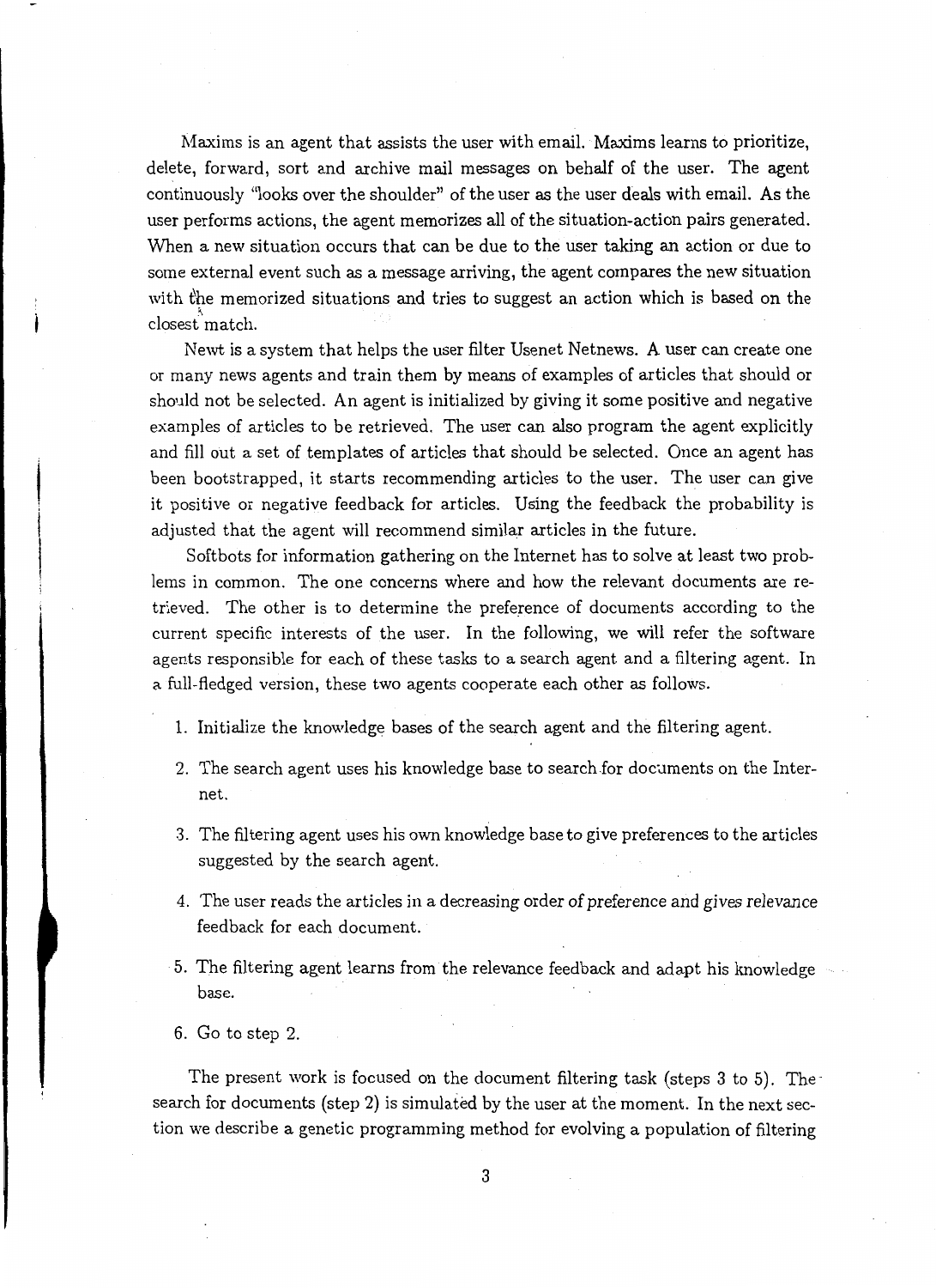Maxims is an agent that assists the user with email. Maxims learns to prioritize, delete, forward, sort and archive mail messages on behalf of the user. The agent continuously "looks over the shoulder" of the user as the user deals with email. As the user performs actions, the agent memorizes all of the situation-action pairs generated. When a new situation occurs that can be due to the user taking an action or due to some external event such as a message arriving, the agent compares the new situation with the memorized situations and tries to suggest an action which is based on the closest match.

Newt is a system that helps the user filter Usenet Netnews. A user can create one or many news agents and train them by means of examples of articles that should or should not be selected. An agent is initialized by giving it some positive and negative examples of articles to be retrieved. The user can also program the agent explicitly and fill out a set of templates of articles that should be selected. Once an agent has been bootstrapped, it starts recommending articles to the user. The user can give it positive or negative feedback for articles. Using the feedback the probability is adjusted that the agent will recommend similar articles in the future.

Softbots for information gathering on the Internet has to solve at least two problems in common. The one concerns where and how the relevant documents are retrieved. The other is to determine the preference of documents according to the current specific interests of the user. In the following, we will refer the software agents responsible for each of these tasks to a search agent and a filtering agent. In a full-fledged version, these two agents cooperate each other as follows.

1. Initialize the knowledge bases of the search agent and the filtering agent.
2. The search agent uses his knowledge base to search for documents on the Internet.
3. The filtering agent uses his own knowledge base to give preferences to the articles suggested by the search agent.
4. The user reads the articles in a decreasing order of preference and gives relevance feedback for each document.
5. The filtering agent learns from the relevance feedback and adapt his knowledge base.
6. Go to step 2.

The present work is focused on the document filtering task (steps 3 to 5). The search for documents (step 2) is simulated by the user at the moment. In the next section we describe a genetic programming method for evolving a population of filtering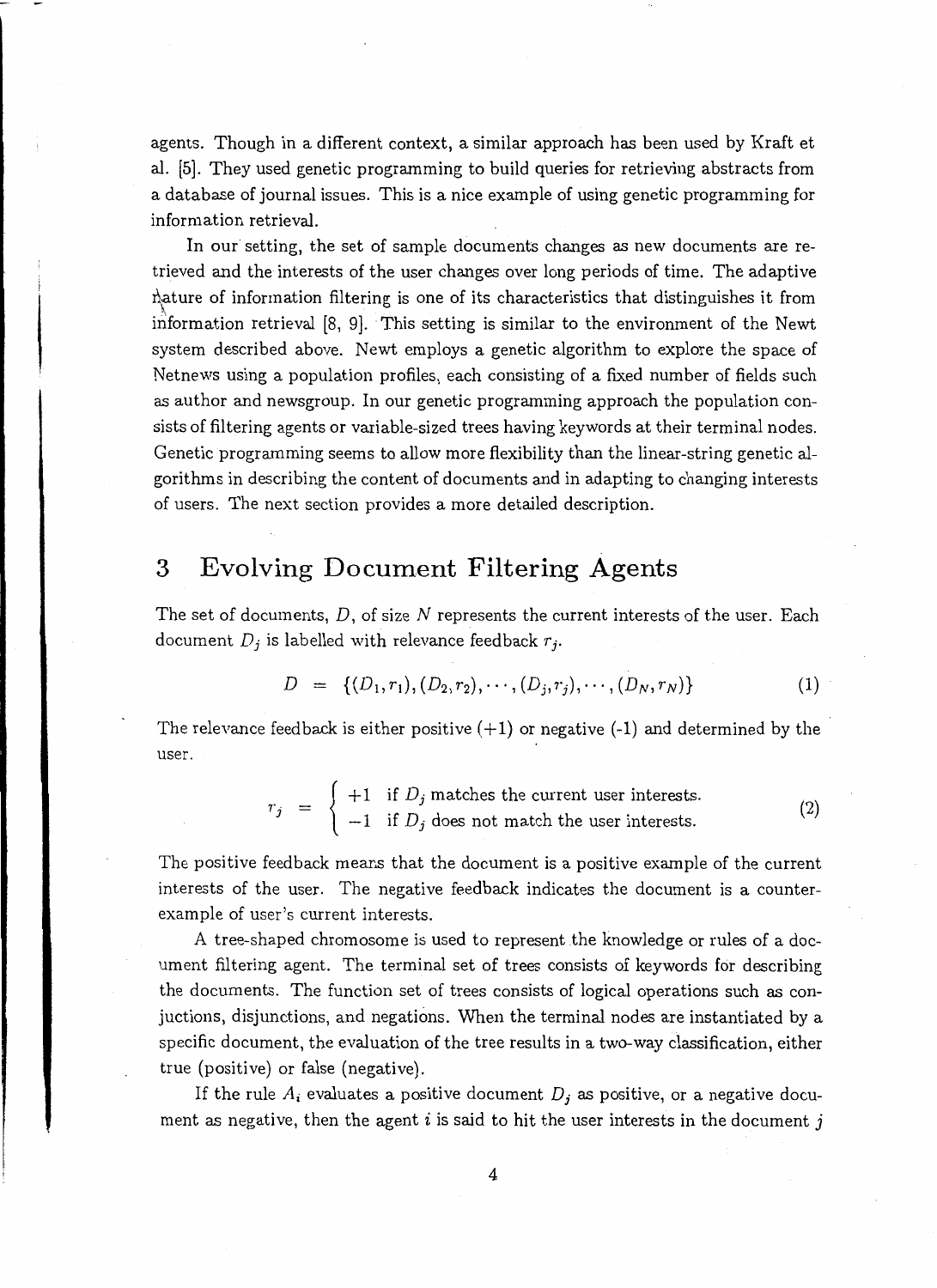agents. Though in a different context, a similar approach has been used by Kraft et al. [5]. They used genetic programming to build queries for retrieving abstracts from a database of journal issues. This is a nice example of using genetic programming for information retrieval.

In our setting, the set of sample documents changes as new documents are retrieved and the interests of the user changes over long periods of time. The adaptive nature of information filtering is one of its characteristics that distinguishes it from information retrieval [8, 9]. This setting is similar to the environment of the Newt system described above. Newt employs a genetic algorithm to explore the space of Netnews using a population profiles, each consisting of a fixed number of fields such as author and newsgroup. In our genetic programming approach the population consists of filtering agents or variable-sized trees having keywords at their terminal nodes. Genetic programming seems to allow more flexibility than the linear-string genetic algorithms in describing the content of documents and in adapting to changing interests of users. The next section provides a more detailed description.

# 3 Evolving Document Filtering Agents

The set of documents, $D$, of size $N$ represents the current interests of the user. Each document $D_j$ is labelled with relevance feedback $r_j$.

$$D = \{(D_1, r_1), (D_2, r_2), \cdots, (D_j, r_j), \cdots, (D_N, r_N)\} \tag{1}$$

The relevance feedback is either positive (+1) or negative (-1) and determined by the user.

$$r_j = \begin{cases} +1 & \text{if } D_j \text{ matches the current user interests.} \\ -1 & \text{if } D_j \text{ does not match the user interests.} \end{cases} \tag{2}$$

The positive feedback means that the document is a positive example of the current interests of the user. The negative feedback indicates the document is a counter-example of user's current interests.

A tree-shaped chromosome is used to represent the knowledge or rules of a document filtering agent. The terminal set of trees consists of keywords for describing the documents. The function set of trees consists of logical operations such as conjunctions, disjunctions, and negations. When the terminal nodes are instantiated by a specific document, the evaluation of the tree results in a two-way classification, either true (positive) or false (negative).

If the rule $A_i$ evaluates a positive document $D_j$ as positive, or a negative document as negative, then the agent $i$ is said to hit the user interests in the document $j$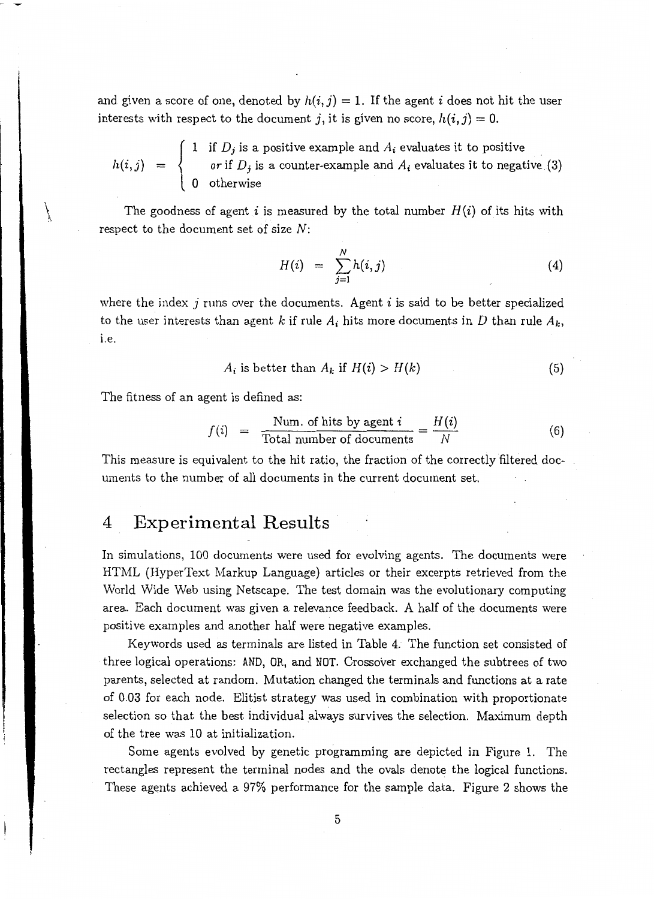and given a score of one, denoted by $h(i,j) = 1$. If the agent $i$ does not hit the user interests with respect to the document $j$, it is given no score, $h(i,j) = 0$.

$$h(i,j) = \begin{cases} 1 & \text{if } D_j \text{ is a positive example and } A_i \text{ evaluates it to positive} \\ & \text{or if } D_j \text{ is a counter-example and } A_i \text{ evaluates it to negative} \\ 0 & \text{otherwise} \end{cases} \quad (3)$$

The goodness of agent $i$ is measured by the total number $H(i)$ of its hits with respect to the document set of size $N$:

$$H(i) = \sum_{j=1}^{N} h(i,j) \quad (4)$$

where the index $j$ runs over the documents. Agent $i$ is said to be better specialized to the user interests than agent $k$ if rule $A_i$ hits more documents in $D$ than rule $A_k$, i.e.

$$A_i \text{ is better than } A_k \text{ if } H(i) > H(k) \quad (5)$$

The fitness of an agent is defined as:

$$f(i) = \frac{\text{Num. of hits by agent } i}{\text{Total number of documents}} = \frac{H(i)}{N} \quad (6)$$

This measure is equivalent to the hit ratio, the fraction of the correctly filtered documents to the number of all documents in the current document set.

# 4 Experimental Results

In simulations, 100 documents were used for evolving agents. The documents were HTML (HyperText Markup Language) articles or their excerpts retrieved from the World Wide Web using Netscape. The test domain was the evolutionary computing area. Each document was given a relevance feedback. A half of the documents were positive examples and another half were negative examples.

Keywords used as terminals are listed in Table 4. The function set consisted of three logical operations: AND, OR, and NOT. Crossover exchanged the subtrees of two parents, selected at random. Mutation changed the terminals and functions at a rate of 0.03 for each node. Elitist strategy was used in combination with proportionate selection so that the best individual always survives the selection. Maximum depth of the tree was 10 at initialization.

Some agents evolved by genetic programming are depicted in Figure 1. The rectangles represent the terminal nodes and the ovals denote the logical functions. These agents achieved a 97% performance for the sample data. Figure 2 shows the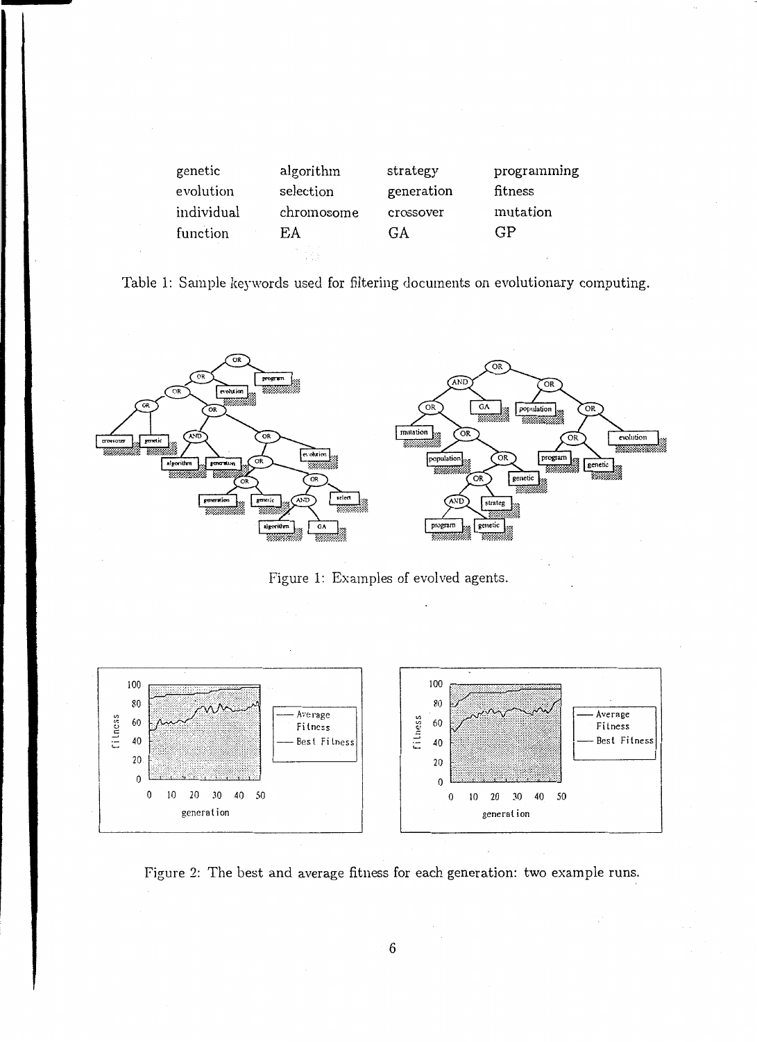| genetic | algorithm | strategy | programming |
|---|---|---|---|
| evolution | selection | generation | fitness |
| individual | chromosome | crossover | mutation |
| function | EA | GA | GP |

Table 1: Sample keywords used for filtering documents on evolutionary computing.

Figure 1: Examples of evolved agents.

Figure 2: The best and average fitness for each generation: two example runs.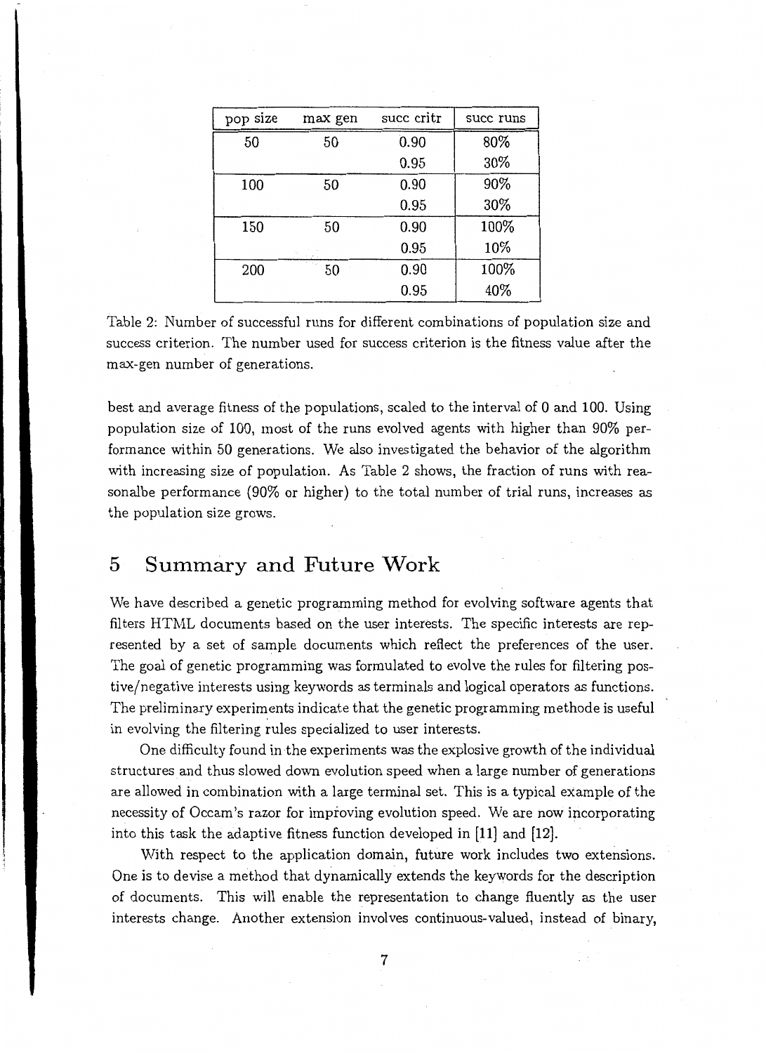| pop size | max gen | succ critr | succ runs |
|---|---|---|---|
| 50 | 50 | 0.90 | 80% |
| | | 0.95 | 30% |
| 100 | 50 | 0.90 | 90% |
| | | 0.95 | 30% |
| 150 | 50 | 0.90 | 100% |
| | | 0.95 | 10% |
| 200 | 50 | 0.90 | 100% |
| | | 0.95 | 40% |

Table 2: Number of successful runs for different combinations of population size and success criterion. The number used for success criterion is the fitness value after the max-gen number of generations.

best and average fitness of the populations, scaled to the interval of 0 and 100. Using population size of 100, most of the runs evolved agents with higher than 90% performance within 50 generations. We also investigated the behavior of the algorithm with increasing size of population. As Table 2 shows, the fraction of runs with reasonalbe performance (90% or higher) to the total number of trial runs, increases as the population size grows.

## 5 Summary and Future Work

We have described a genetic programming method for evolving software agents that filters HTML documents based on the user interests. The specific interests are represented by a set of sample documents which reflect the preferences of the user. The goal of genetic programming was formulated to evolve the rules for filtering postive/negative interests using keywords as terminals and logical operators as functions. The preliminary experiments indicate that the genetic programming methode is useful in evolving the filtering rules specialized to user interests.

One difficulty found in the experiments was the explosive growth of the individual structures and thus slowed down evolution speed when a large number of generations are allowed in combination with a large terminal set. This is a typical example of the necessity of Occam's razor for improving evolution speed. We are now incorporating into this task the adaptive fitness function developed in [11] and [12].

With respect to the application domain, future work includes two extensions. One is to devise a method that dynamically extends the keywords for the description of documents. This will enable the representation to change fluently as the user interests change. Another extension involves continuous-valued, instead of binary,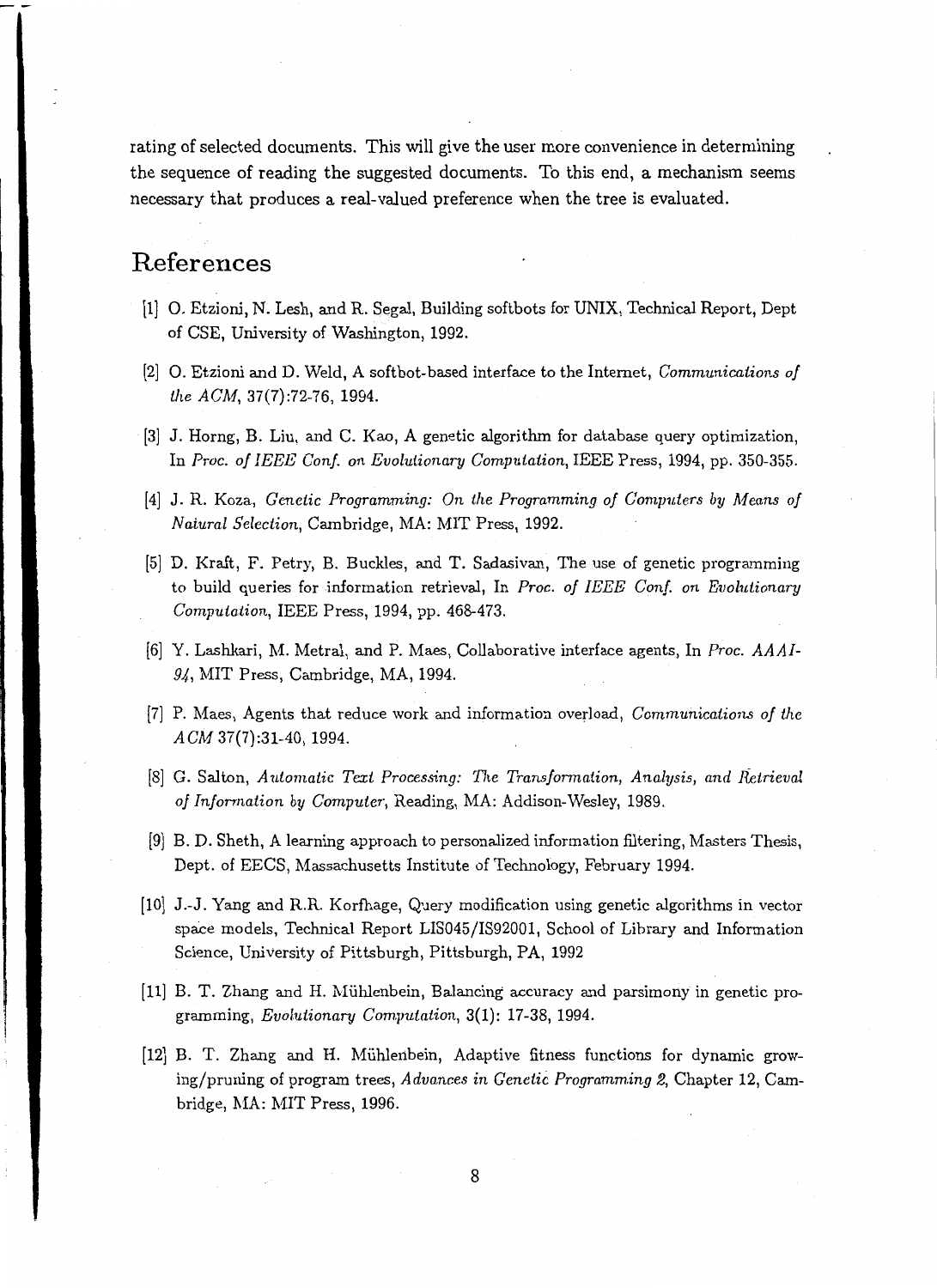rating of selected documents. This will give the user more convenience in determining the sequence of reading the suggested documents. To this end, a mechanism seems necessary that produces a real-valued preference when the tree is evaluated.

## References

[1] O. Etzioni, N. Lesh, and R. Segal, Building softbots for UNIX, Technical Report, Dept of CSE, University of Washington, 1992.

[2] O. Etzioni and D. Weld, A softbot-based interface to the Internet, *Communications of the ACM*, 37(7):72-76, 1994.

[3] J. Horng, B. Liu, and C. Kao, A genetic algorithm for database query optimization, In *Proc. of IEEE Conf. on Evolutionary Computation*, IEEE Press, 1994, pp. 350-355.

[4] J. R. Koza, *Genetic Programming: On the Programming of Computers by Means of Natural Selection*, Cambridge, MA: MIT Press, 1992.

[5] D. Kraft, F. Petry, B. Buckles, and T. Sadasivan, The use of genetic programming to build queries for information retrieval, In *Proc. of IEEE Conf. on Evolutionary Computation*, IEEE Press, 1994, pp. 468-473.

[6] Y. Lashkari, M. Metral, and P. Maes, Collaborative interface agents, In *Proc. AAAI-94*, MIT Press, Cambridge, MA, 1994.

[7] P. Maes, Agents that reduce work and information overload, *Communications of the ACM* 37(7):31-40, 1994.

[8] G. Salton, *Automatic Text Processing: The Transformation, Analysis, and Retrieval of Information by Computer*, Reading, MA: Addison-Wesley, 1989.

[9] B. D. Sheth, A learning approach to personalized information filtering, Masters Thesis, Dept. of EECS, Massachusetts Institute of Technology, February 1994.

[10] J.-J. Yang and R.R. Korfhage, Query modification using genetic algorithms in vector space models, Technical Report LIS045/IS92001, School of Library and Information Science, University of Pittsburgh, Pittsburgh, PA, 1992

[11] B. T. Zhang and H. Mühlenbein, Balancing accuracy and parsimony in genetic programming, *Evolutionary Computation*, 3(1): 17-38, 1994.

[12] B. T. Zhang and H. Mühlenbein, Adaptive fitness functions for dynamic growing/pruning of program trees, *Advances in Genetic Programming 2*, Chapter 12, Cambridge, MA: MIT Press, 1996.